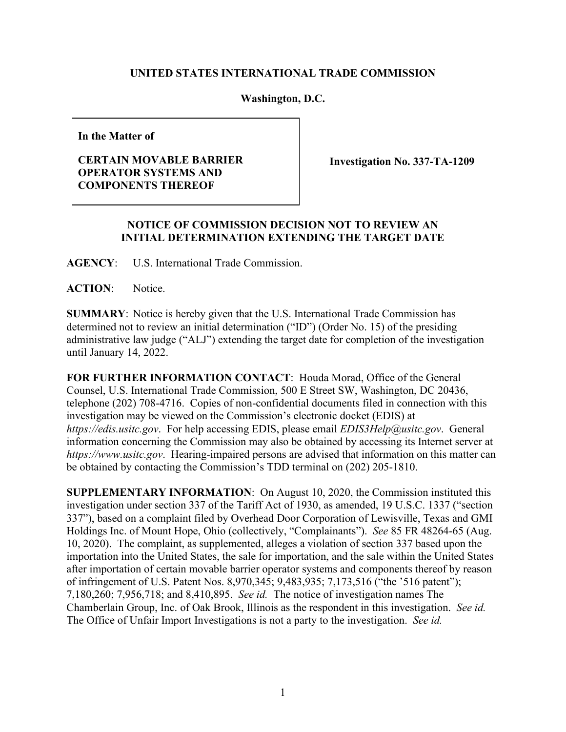**UNITED STATES INTERNATIONAL TRADE COMMISSION**

**Washington, D.C.**

**In the Matter of**

**CERTAIN MOVABLE BARRIER OPERATOR SYSTEMS AND COMPONENTS THEREOF**

**Investigation No. 337-TA-1209**

## NOTICE OF COMMISSION DECISION NOT TO REVIEW AN INITIAL DETERMINATION EXTENDING THE TARGET DATE

**AGENCY**: U.S. International Trade Commission.

**ACTION**: Notice.

**SUMMARY**: Notice is hereby given that the U.S. International Trade Commission has determined not to review an initial determination ("ID") (Order No. 15) of the presiding administrative law judge ("ALJ") extending the target date for completion of the investigation until January 14, 2022.

**FOR FURTHER INFORMATION CONTACT**: Houda Morad, Office of the General Counsel, U.S. International Trade Commission, 500 E Street SW, Washington, DC 20436, telephone (202) 708-4716. Copies of non-confidential documents filed in connection with this investigation may be viewed on the Commission's electronic docket (EDIS) at *https://edis.usitc.gov*. For help accessing EDIS, please email *EDIS3Help@usitc.gov*. General information concerning the Commission may also be obtained by accessing its Internet server at *https://www.usitc.gov*. Hearing-impaired persons are advised that information on this matter can be obtained by contacting the Commission's TDD terminal on (202) 205-1810.

**SUPPLEMENTARY INFORMATION**: On August 10, 2020, the Commission instituted this investigation under section 337 of the Tariff Act of 1930, as amended, 19 U.S.C. 1337 ("section 337"), based on a complaint filed by Overhead Door Corporation of Lewisville, Texas and GMI Holdings Inc. of Mount Hope, Ohio (collectively, "Complainants"). *See* 85 FR 48264-65 (Aug. 10, 2020). The complaint, as supplemented, alleges a violation of section 337 based upon the importation into the United States, the sale for importation, and the sale within the United States after importation of certain movable barrier operator systems and components thereof by reason of infringement of U.S. Patent Nos. 8,970,345; 9,483,935; 7,173,516 ("the '516 patent"); 7,180,260; 7,956,718; and 8,410,895. *See id.* The notice of investigation names The Chamberlain Group, Inc. of Oak Brook, Illinois as the respondent in this investigation. *See id.* The Office of Unfair Import Investigations is not a party to the investigation. *See id.*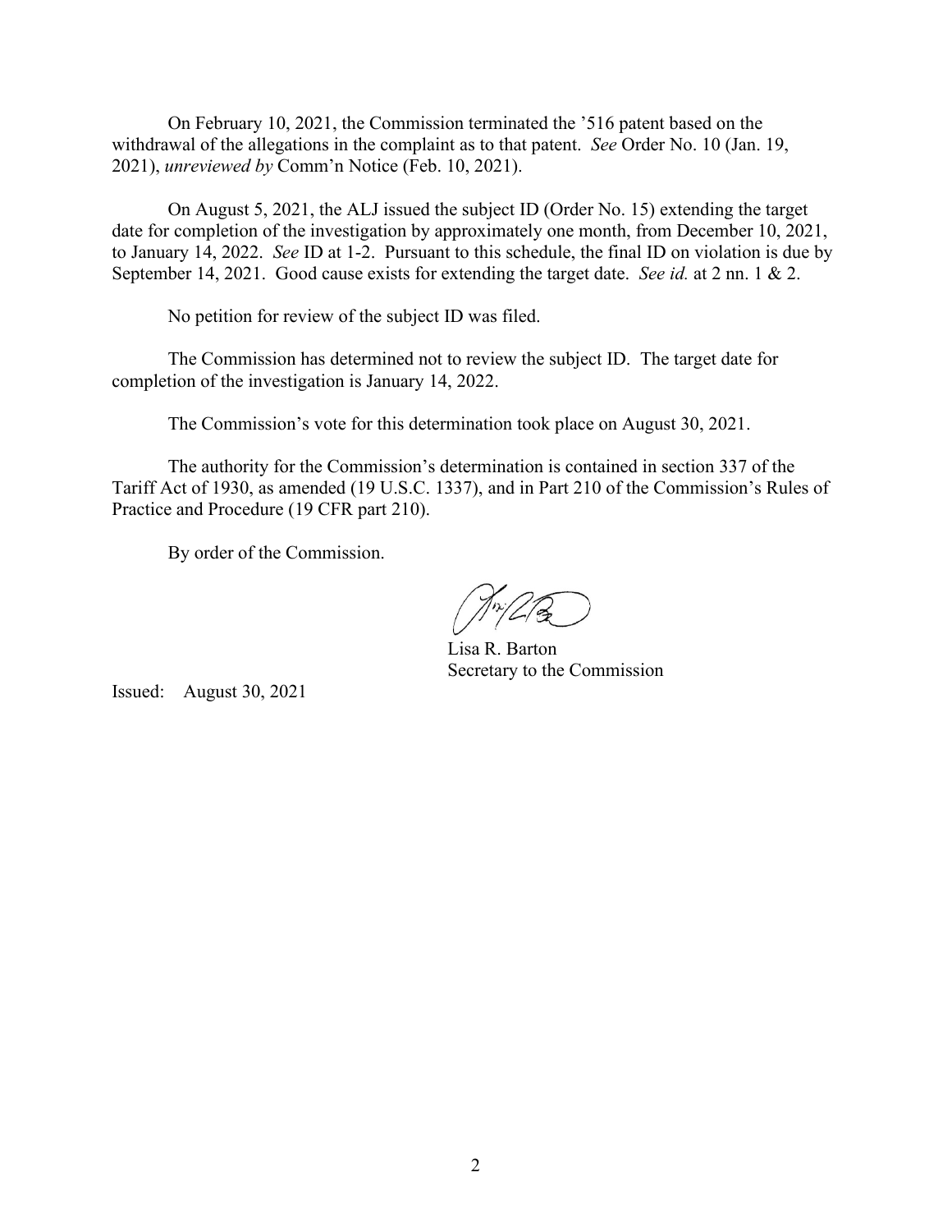On February 10, 2021, the Commission terminated the '516 patent based on the withdrawal of the allegations in the complaint as to that patent. *See* Order No. 10 (Jan. 19, 2021), *unreviewed by* Comm'n Notice (Feb. 10, 2021).

On August 5, 2021, the ALJ issued the subject ID (Order No. 15) extending the target date for completion of the investigation by approximately one month, from December 10, 2021, to January 14, 2022. *See* ID at 1-2. Pursuant to this schedule, the final ID on violation is due by September 14, 2021. Good cause exists for extending the target date. *See id.* at 2 nn. 1 & 2.

No petition for review of the subject ID was filed.

The Commission has determined not to review the subject ID. The target date for completion of the investigation is January 14, 2022.

The Commission's vote for this determination took place on August 30, 2021.

The authority for the Commission's determination is contained in section 337 of the Tariff Act of 1930, as amended (19 U.S.C. 1337), and in Part 210 of the Commission's Rules of Practice and Procedure (19 CFR part 210).

By order of the Commission.

Lisa R. Barton
Secretary to the Commission

Issued: August 30, 2021